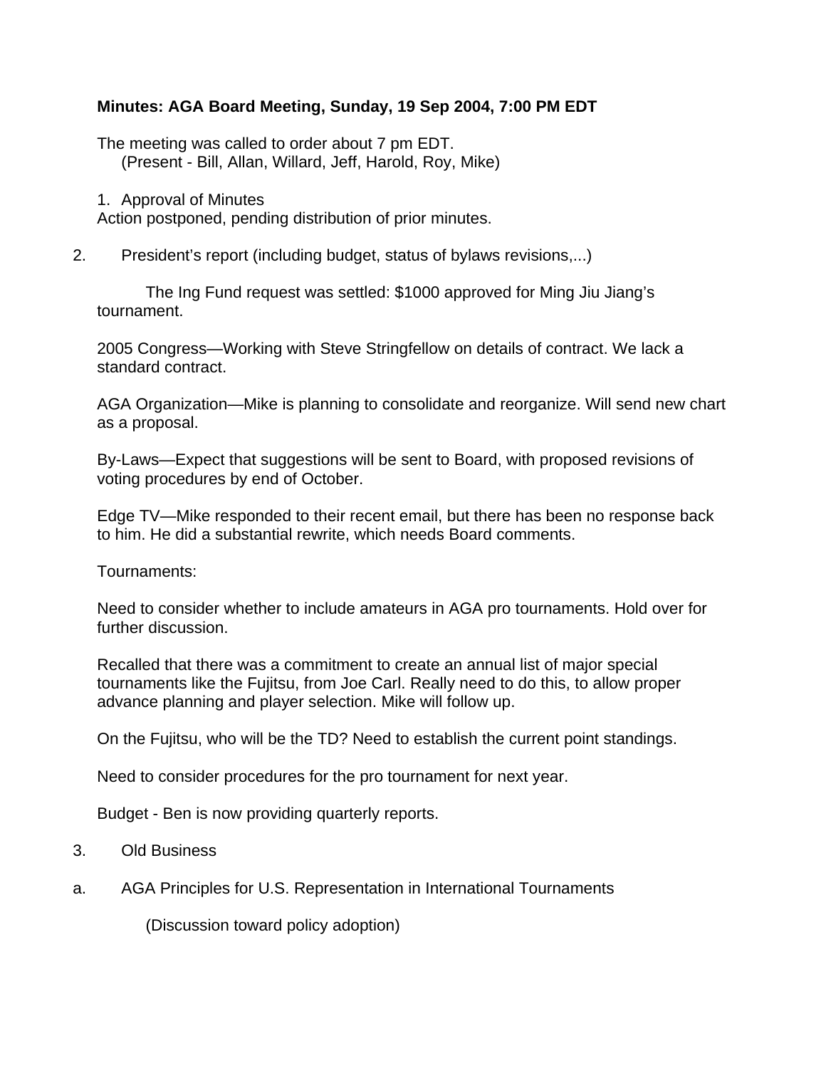**Minutes: AGA Board Meeting, Sunday, 19 Sep 2004, 7:00 PM EDT**

The meeting was called to order about 7 pm EDT.
(Present - Bill, Allan, Willard, Jeff, Harold, Roy, Mike)

1. Approval of Minutes

Action postponed, pending distribution of prior minutes.

2. President's report (including budget, status of bylaws revisions,...)

The Ing Fund request was settled: $1000 approved for Ming Jiu Jiang's tournament.

2005 Congress—Working with Steve Stringfellow on details of contract. We lack a standard contract.

AGA Organization—Mike is planning to consolidate and reorganize. Will send new chart as a proposal.

By-Laws—Expect that suggestions will be sent to Board, with proposed revisions of voting procedures by end of October.

Edge TV—Mike responded to their recent email, but there has been no response back to him. He did a substantial rewrite, which needs Board comments.

Tournaments:

Need to consider whether to include amateurs in AGA pro tournaments. Hold over for further discussion.

Recalled that there was a commitment to create an annual list of major special tournaments like the Fujitsu, from Joe Carl. Really need to do this, to allow proper advance planning and player selection. Mike will follow up.

On the Fujitsu, who will be the TD? Need to establish the current point standings.

Need to consider procedures for the pro tournament for next year.

Budget - Ben is now providing quarterly reports.

3. Old Business

a. AGA Principles for U.S. Representation in International Tournaments

(Discussion toward policy adoption)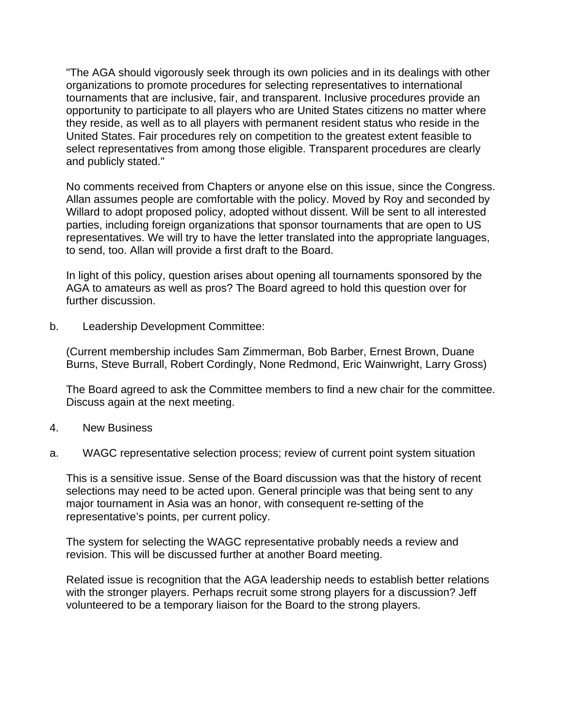"The AGA should vigorously seek through its own policies and in its dealings with other organizations to promote procedures for selecting representatives to international tournaments that are inclusive, fair, and transparent. Inclusive procedures provide an opportunity to participate to all players who are United States citizens no matter where they reside, as well as to all players with permanent resident status who reside in the United States. Fair procedures rely on competition to the greatest extent feasible to select representatives from among those eligible. Transparent procedures are clearly and publicly stated."

No comments received from Chapters or anyone else on this issue, since the Congress. Allan assumes people are comfortable with the policy. Moved by Roy and seconded by Willard to adopt proposed policy, adopted without dissent. Will be sent to all interested parties, including foreign organizations that sponsor tournaments that are open to US representatives. We will try to have the letter translated into the appropriate languages, to send, too. Allan will provide a first draft to the Board.

In light of this policy, question arises about opening all tournaments sponsored by the AGA to amateurs as well as pros? The Board agreed to hold this question over for further discussion.

b. Leadership Development Committee:

(Current membership includes Sam Zimmerman, Bob Barber, Ernest Brown, Duane Burns, Steve Burrall, Robert Cordingly, None Redmond, Eric Wainwright, Larry Gross)

The Board agreed to ask the Committee members to find a new chair for the committee. Discuss again at the next meeting.

4. New Business

a. WAGC representative selection process; review of current point system situation

This is a sensitive issue. Sense of the Board discussion was that the history of recent selections may need to be acted upon. General principle was that being sent to any major tournament in Asia was an honor, with consequent re-setting of the representative's points, per current policy.

The system for selecting the WAGC representative probably needs a review and revision. This will be discussed further at another Board meeting.

Related issue is recognition that the AGA leadership needs to establish better relations with the stronger players. Perhaps recruit some strong players for a discussion? Jeff volunteered to be a temporary liaison for the Board to the strong players.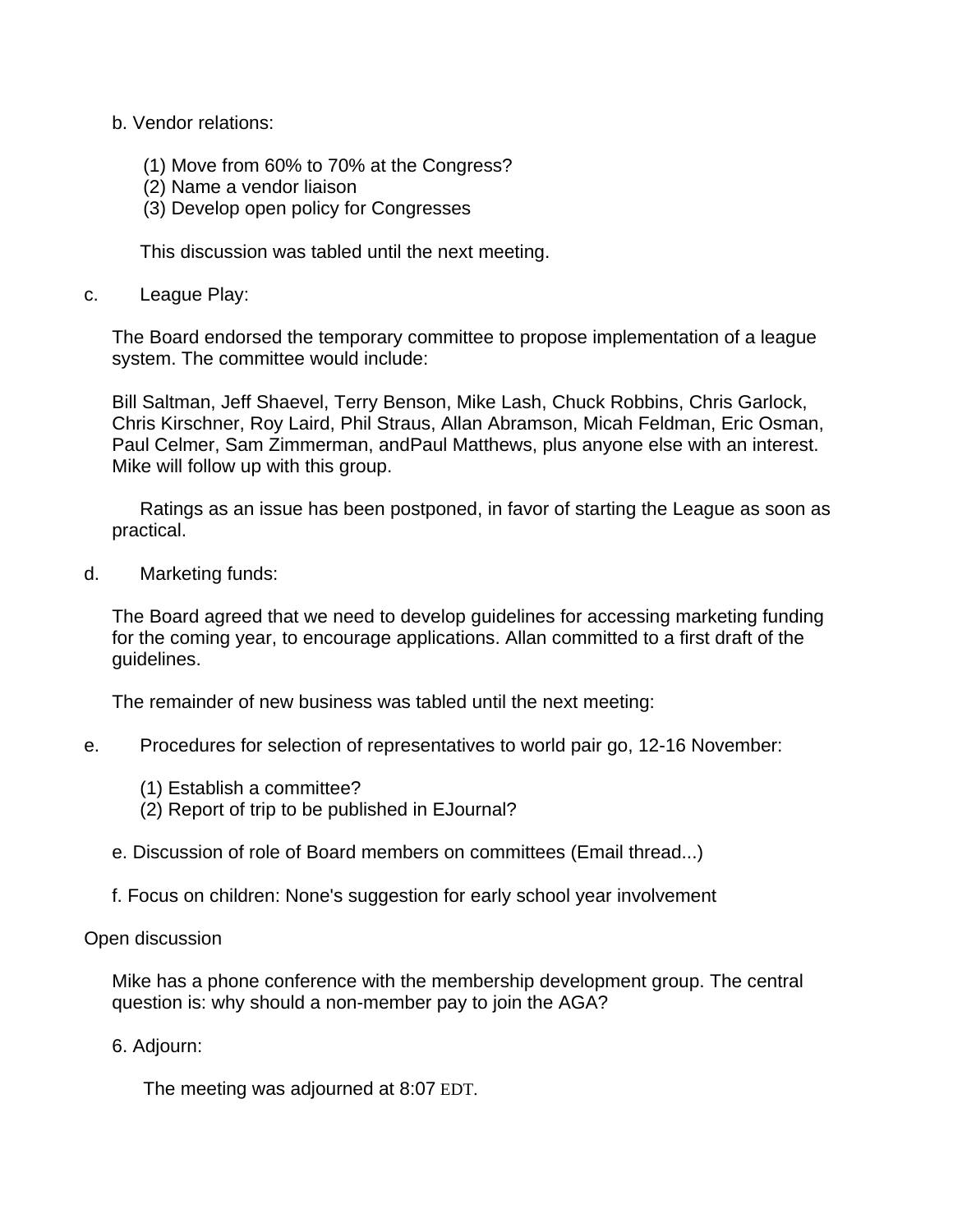b. Vendor relations:

(1) Move from 60% to 70% at the Congress?
(2) Name a vendor liaison
(3) Develop open policy for Congresses

This discussion was tabled until the next meeting.

c. League Play:

The Board endorsed the temporary committee to propose implementation of a league system. The committee would include:

Bill Saltman, Jeff Shaevel, Terry Benson, Mike Lash, Chuck Robbins, Chris Garlock, Chris Kirschner, Roy Laird, Phil Straus, Allan Abramson, Micah Feldman, Eric Osman, Paul Celmer, Sam Zimmerman, andPaul Matthews, plus anyone else with an interest. Mike will follow up with this group.

Ratings as an issue has been postponed, in favor of starting the League as soon as practical.

d. Marketing funds:

The Board agreed that we need to develop guidelines for accessing marketing funding for the coming year, to encourage applications. Allan committed to a first draft of the guidelines.

The remainder of new business was tabled until the next meeting:

e. Procedures for selection of representatives to world pair go, 12-16 November:

(1) Establish a committee?
(2) Report of trip to be published in EJournal?

e. Discussion of role of Board members on committees (Email thread...)

f. Focus on children: None's suggestion for early school year involvement

Open discussion

Mike has a phone conference with the membership development group. The central question is: why should a non-member pay to join the AGA?

6. Adjourn:

The meeting was adjourned at 8:07 EDT.